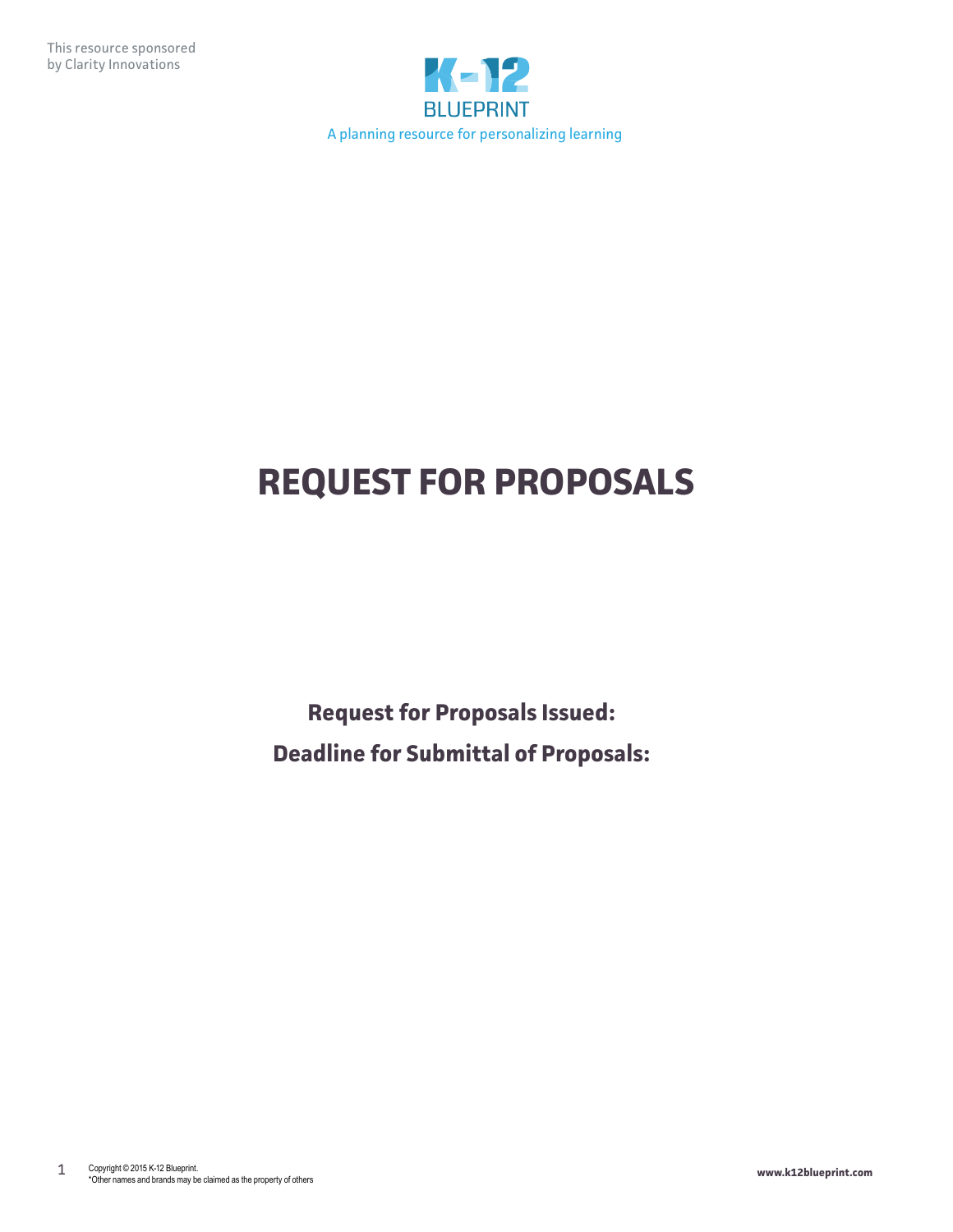This resource sponsored by Clarity Innovations

K-12 BLUEPRINT

A planning resource for personalizing learning

# REQUEST FOR PROPOSALS

**Request for Proposals Issued:**

**Deadline for Submittal of Proposals:**

Copyright © 2015 K-12 Blueprint.
*Other names and brands may be claimed as the property of others

www.k12blueprint.com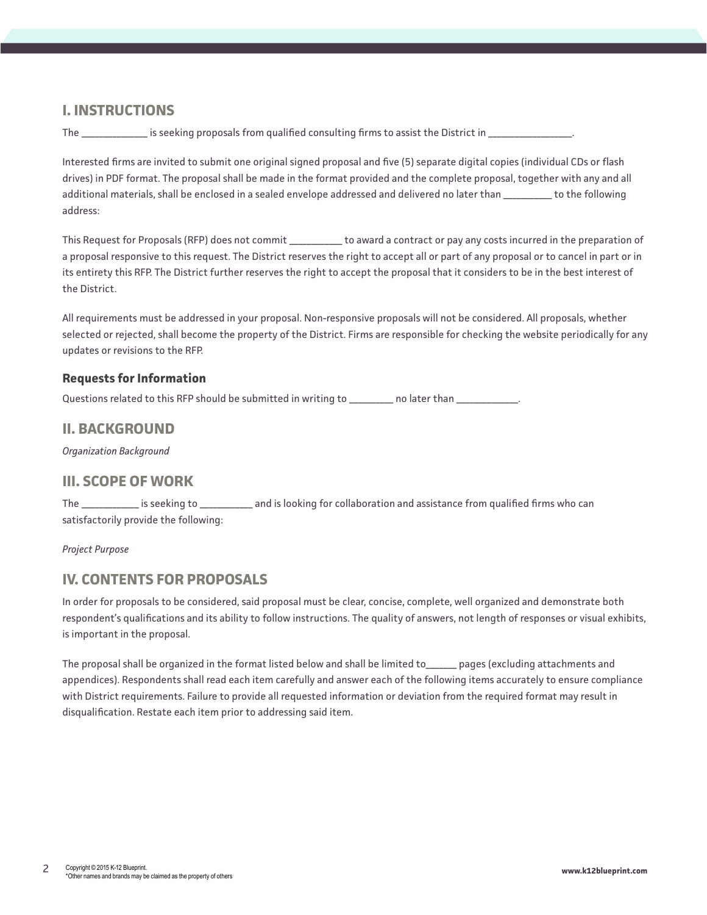## I. INSTRUCTIONS

The _____________ is seeking proposals from qualified consulting firms to assist the District in _________________.

Interested firms are invited to submit one original signed proposal and five (5) separate digital copies (individual CDs or flash drives) in PDF format. The proposal shall be made in the format provided and the complete proposal, together with any and all additional materials, shall be enclosed in a sealed envelope addressed and delivered no later than __________ to the following address:

This Request for Proposals (RFP) does not commit ___________ to award a contract or pay any costs incurred in the preparation of a proposal responsive to this request. The District reserves the right to accept all or part of any proposal or to cancel in part or in its entirety this RFP. The District further reserves the right to accept the proposal that it considers to be in the best interest of the District.

All requirements must be addressed in your proposal. Non-responsive proposals will not be considered. All proposals, whether selected or rejected, shall become the property of the District. Firms are responsible for checking the website periodically for any updates or revisions to the RFP.

### Requests for Information

Questions related to this RFP should be submitted in writing to _________ no later than ____________.

## II. BACKGROUND

*Organization Background*

## III. SCOPE OF WORK

The ___________ is seeking to ___________ and is looking for collaboration and assistance from qualified firms who can satisfactorily provide the following:

*Project Purpose*

## IV. CONTENTS FOR PROPOSALS

In order for proposals to be considered, said proposal must be clear, concise, complete, well organized and demonstrate both respondent's qualifications and its ability to follow instructions. The quality of answers, not length of responses or visual exhibits, is important in the proposal.

The proposal shall be organized in the format listed below and shall be limited to______ pages (excluding attachments and appendices). Respondents shall read each item carefully and answer each of the following items accurately to ensure compliance with District requirements. Failure to provide all requested information or deviation from the required format may result in disqualification. Restate each item prior to addressing said item.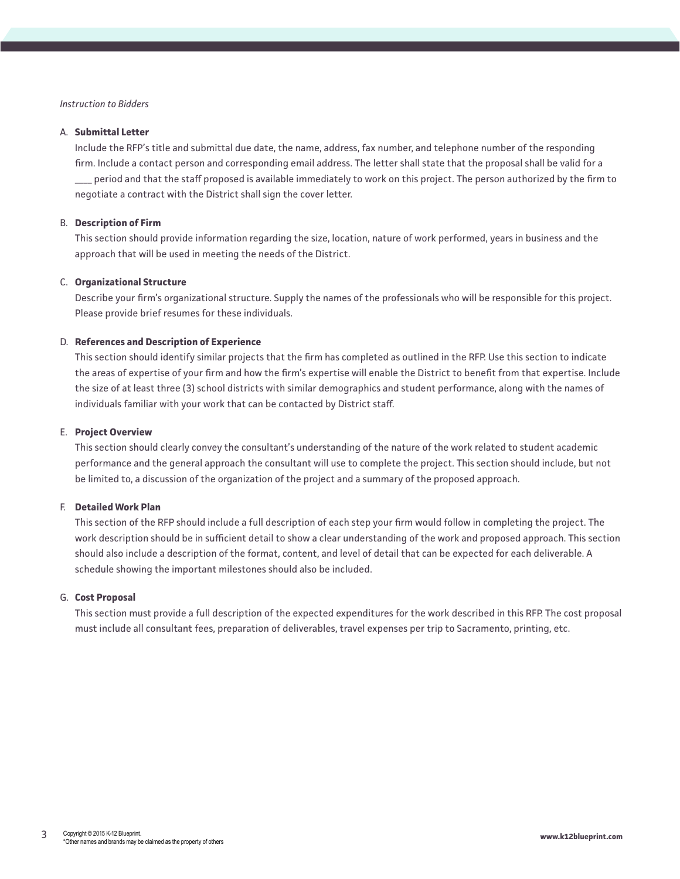*Instruction to Bidders*

A. **Submittal Letter**

Include the RFP's title and submittal due date, the name, address, fax number, and telephone number of the responding firm. Include a contact person and corresponding email address. The letter shall state that the proposal shall be valid for a ____ period and that the staff proposed is available immediately to work on this project. The person authorized by the firm to negotiate a contract with the District shall sign the cover letter.

B. **Description of Firm**

This section should provide information regarding the size, location, nature of work performed, years in business and the approach that will be used in meeting the needs of the District.

C. **Organizational Structure**

Describe your firm's organizational structure. Supply the names of the professionals who will be responsible for this project. Please provide brief resumes for these individuals.

D. **References and Description of Experience**

This section should identify similar projects that the firm has completed as outlined in the RFP. Use this section to indicate the areas of expertise of your firm and how the firm's expertise will enable the District to benefit from that expertise. Include the size of at least three (3) school districts with similar demographics and student performance, along with the names of individuals familiar with your work that can be contacted by District staff.

E. **Project Overview**

This section should clearly convey the consultant's understanding of the nature of the work related to student academic performance and the general approach the consultant will use to complete the project. This section should include, but not be limited to, a discussion of the organization of the project and a summary of the proposed approach.

F. **Detailed Work Plan**

This section of the RFP should include a full description of each step your firm would follow in completing the project. The work description should be in sufficient detail to show a clear understanding of the work and proposed approach. This section should also include a description of the format, content, and level of detail that can be expected for each deliverable. A schedule showing the important milestones should also be included.

G. **Cost Proposal**

This section must provide a full description of the expected expenditures for the work described in this RFP. The cost proposal must include all consultant fees, preparation of deliverables, travel expenses per trip to Sacramento, printing, etc.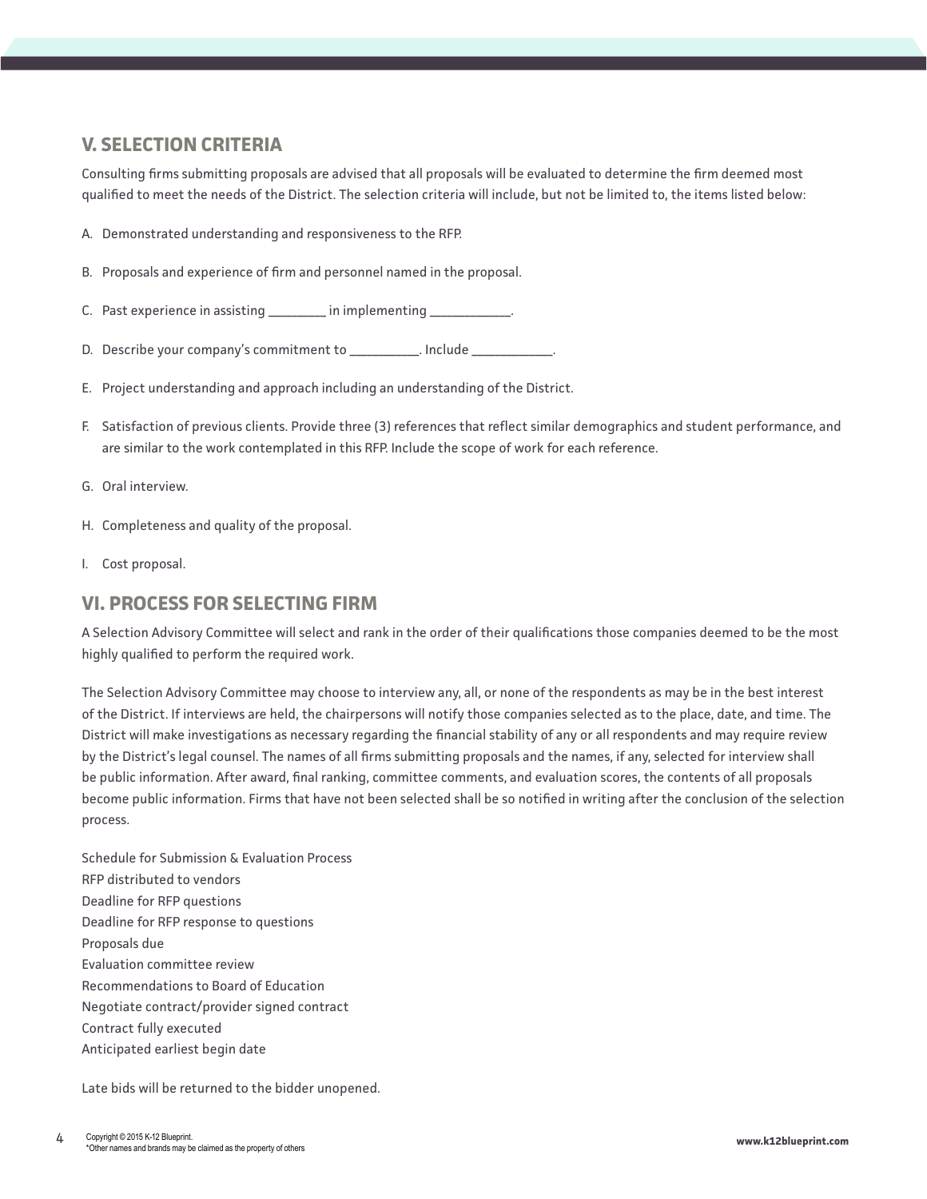## V. SELECTION CRITERIA

Consulting firms submitting proposals are advised that all proposals will be evaluated to determine the firm deemed most qualified to meet the needs of the District. The selection criteria will include, but not be limited to, the items listed below:

A. Demonstrated understanding and responsiveness to the RFP.

B. Proposals and experience of firm and personnel named in the proposal.

C. Past experience in assisting _________ in implementing ____________.

D. Describe your company's commitment to __________. Include ____________.

E. Project understanding and approach including an understanding of the District.

F. Satisfaction of previous clients. Provide three (3) references that reflect similar demographics and student performance, and are similar to the work contemplated in this RFP. Include the scope of work for each reference.

G. Oral interview.

H. Completeness and quality of the proposal.

I. Cost proposal.

## VI. PROCESS FOR SELECTING FIRM

A Selection Advisory Committee will select and rank in the order of their qualifications those companies deemed to be the most highly qualified to perform the required work.

The Selection Advisory Committee may choose to interview any, all, or none of the respondents as may be in the best interest of the District. If interviews are held, the chairpersons will notify those companies selected as to the place, date, and time. The District will make investigations as necessary regarding the financial stability of any or all respondents and may require review by the District's legal counsel. The names of all firms submitting proposals and the names, if any, selected for interview shall be public information. After award, final ranking, committee comments, and evaluation scores, the contents of all proposals become public information. Firms that have not been selected shall be so notified in writing after the conclusion of the selection process.

Schedule for Submission & Evaluation Process
RFP distributed to vendors
Deadline for RFP questions
Deadline for RFP response to questions
Proposals due
Evaluation committee review
Recommendations to Board of Education
Negotiate contract/provider signed contract
Contract fully executed
Anticipated earliest begin date

Late bids will be returned to the bidder unopened.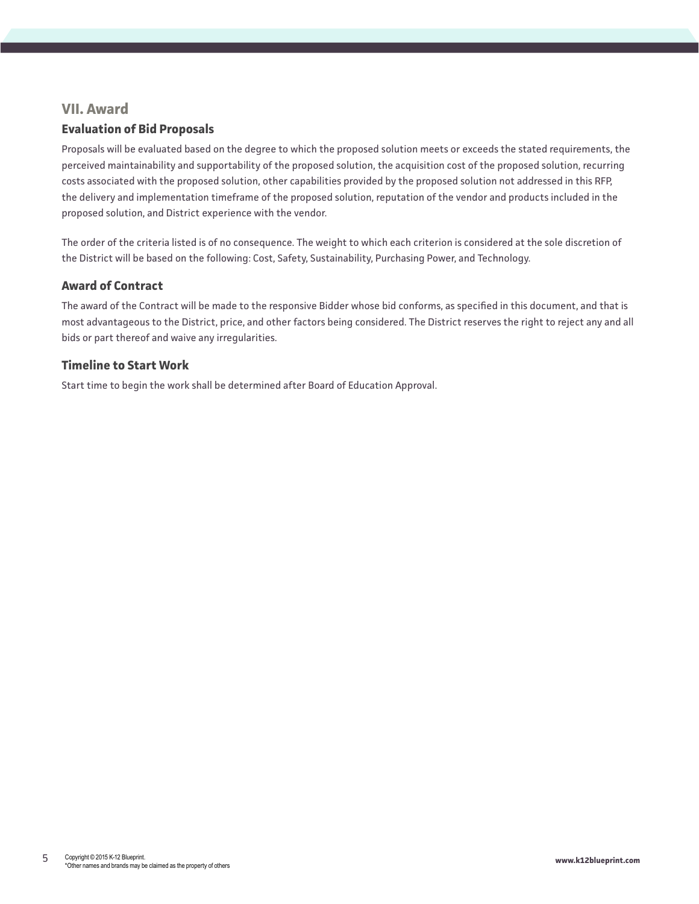## VII. Award

### Evaluation of Bid Proposals

Proposals will be evaluated based on the degree to which the proposed solution meets or exceeds the stated requirements, the perceived maintainability and supportability of the proposed solution, the acquisition cost of the proposed solution, recurring costs associated with the proposed solution, other capabilities provided by the proposed solution not addressed in this RFP, the delivery and implementation timeframe of the proposed solution, reputation of the vendor and products included in the proposed solution, and District experience with the vendor.

The order of the criteria listed is of no consequence. The weight to which each criterion is considered at the sole discretion of the District will be based on the following: Cost, Safety, Sustainability, Purchasing Power, and Technology.

### Award of Contract

The award of the Contract will be made to the responsive Bidder whose bid conforms, as specified in this document, and that is most advantageous to the District, price, and other factors being considered. The District reserves the right to reject any and all bids or part thereof and waive any irregularities.

### Timeline to Start Work

Start time to begin the work shall be determined after Board of Education Approval.